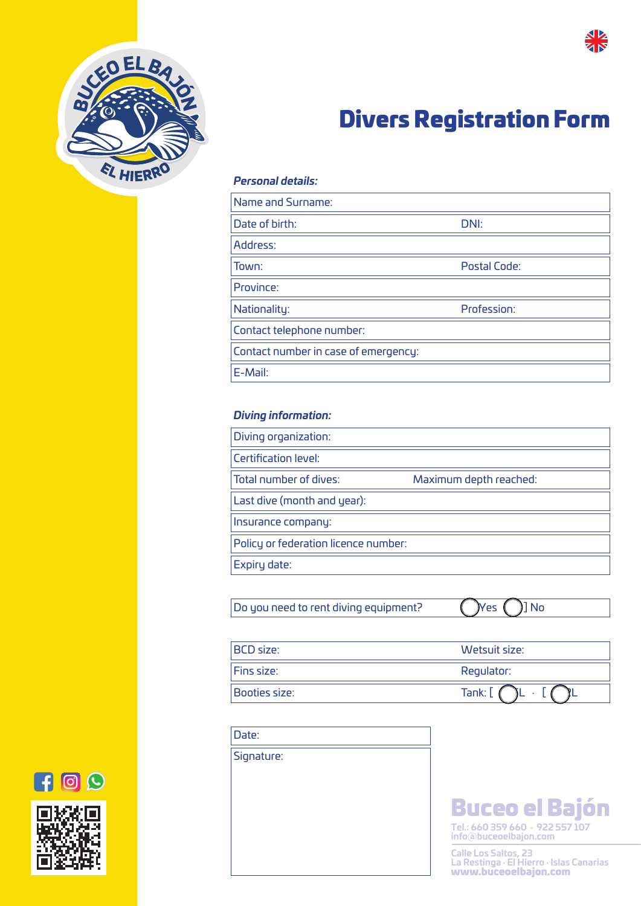# Divers Registration Form

***Personal details:***

| Name and Surname: | |
|---|---|
| Date of birth: | DNI: |
| Address: | |
| Town: | Postal Code: |
| Province: | |
| Nationality: | Profession: |
| Contact telephone number: | |
| Contact number in case of emergency: | |
| E-Mail: | |

***Diving information:***

| Diving organization: | |
|---|---|
| Certification level: | |
| Total number of dives: | Maximum depth reached: |
| Last dive (month and year): | |
| Insurance company: | |
| Policy or federation licence number: | |
| Expiry date: | |

| Do you need to rent diving equipment? | [ ] Yes [ ] No |
|---|---|

| BCD size: | Wetsuit size: |
|---|---|
| Fins size: | Regulator: |
| Booties size: | Tank: [ ] L · [ ] L |

| Date: |
|---|
| Signature: |

**Buceo el Bajón**

Tel.: 660 359 660 · 922 557 107
info@buceoelbajon.com

Calle Los Saltos, 23
La Restinga · El Hierro · Islas Canarias
www.buceoelbajon.com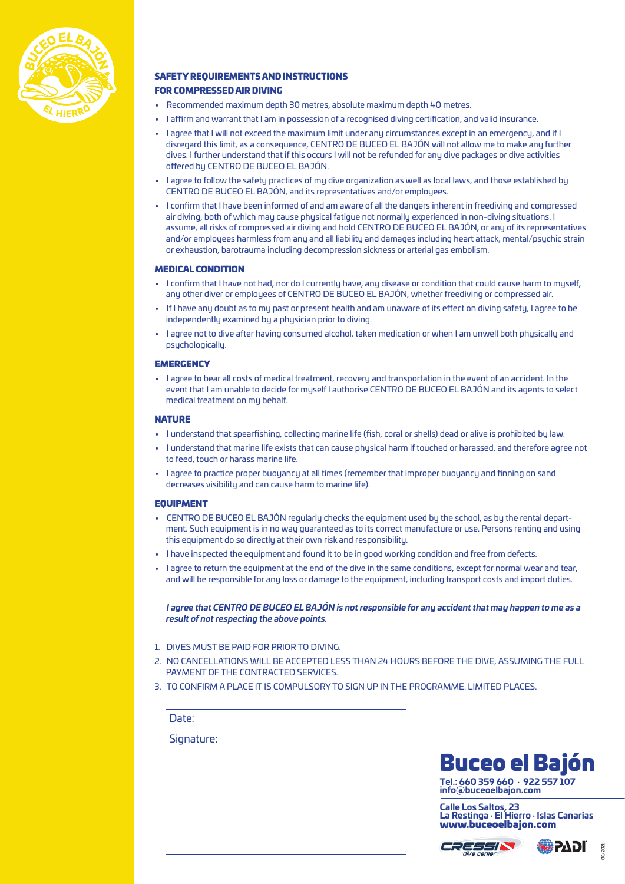## SAFETY REQUIREMENTS AND INSTRUCTIONS FOR COMPRESSED AIR DIVING

- Recommended maximum depth 30 metres, absolute maximum depth 40 metres.
- I affirm and warrant that I am in possession of a recognised diving certification, and valid insurance.
- I agree that I will not exceed the maximum limit under any circumstances except in an emergency, and if I disregard this limit, as a consequence, CENTRO DE BUCEO EL BAJÓN will not allow me to make any further dives. I further understand that if this occurs I will not be refunded for any dive packages or dive activities offered by CENTRO DE BUCEO EL BAJÓN.
- I agree to follow the safety practices of my dive organization as well as local laws, and those established by CENTRO DE BUCEO EL BAJÓN, and its representatives and/or employees.
- I confirm that I have been informed of and am aware of all the dangers inherent in freediving and compressed air diving, both of which may cause physical fatigue not normally experienced in non-diving situations. I assume, all risks of compressed air diving and hold CENTRO DE BUCEO EL BAJÓN, or any of its representatives and/or employees harmless from any and all liability and damages including heart attack, mental/psychic strain or exhaustion, barotrauma including decompression sickness or arterial gas embolism.

## MEDICAL CONDITION

- I confirm that I have not had, nor do I currently have, any disease or condition that could cause harm to myself, any other diver or employees of CENTRO DE BUCEO EL BAJÓN, whether freediving or compressed air.
- If I have any doubt as to my past or present health and am unaware of its effect on diving safety, I agree to be independently examined by a physician prior to diving.
- I agree not to dive after having consumed alcohol, taken medication or when I am unwell both physically and psychologically.

## EMERGENCY

- I agree to bear all costs of medical treatment, recovery and transportation in the event of an accident. In the event that I am unable to decide for myself I authorise CENTRO DE BUCEO EL BAJÓN and its agents to select medical treatment on my behalf.

## NATURE

- I understand that spearfishing, collecting marine life (fish, coral or shells) dead or alive is prohibited by law.
- I understand that marine life exists that can cause physical harm if touched or harassed, and therefore agree not to feed, touch or harass marine life.
- I agree to practice proper buoyancy at all times (remember that improper buoyancy and finning on sand decreases visibility and can cause harm to marine life).

## EQUIPMENT

- CENTRO DE BUCEO EL BAJÓN regularly checks the equipment used by the school, as by the rental department. Such equipment is in no way guaranteed as to its correct manufacture or use. Persons renting and using this equipment do so directly at their own risk and responsibility.
- I have inspected the equipment and found it to be in good working condition and free from defects.
- I agree to return the equipment at the end of the dive in the same conditions, except for normal wear and tear, and will be responsible for any loss or damage to the equipment, including transport costs and import duties.

***I agree that CENTRO DE BUCEO EL BAJÓN is not responsible for any accident that may happen to me as a result of not respecting the above points.***

1. DIVES MUST BE PAID FOR PRIOR TO DIVING.
2. NO CANCELLATIONS WILL BE ACCEPTED LESS THAN 24 HOURS BEFORE THE DIVE, ASSUMING THE FULL PAYMENT OF THE CONTRACTED SERVICES.
3. TO CONFIRM A PLACE IT IS COMPULSORY TO SIGN UP IN THE PROGRAMME. LIMITED PLACES.

Date:

Signature:

**Buceo el Bajón**
**Tel.: 660 359 660 · 922 557 107**
**info@buceoelbajon.com**

**Calle Los Saltos, 23**
**La Restinga · El Hierro · Islas Canarias**
**www.buceoelbajon.com**

08/2021